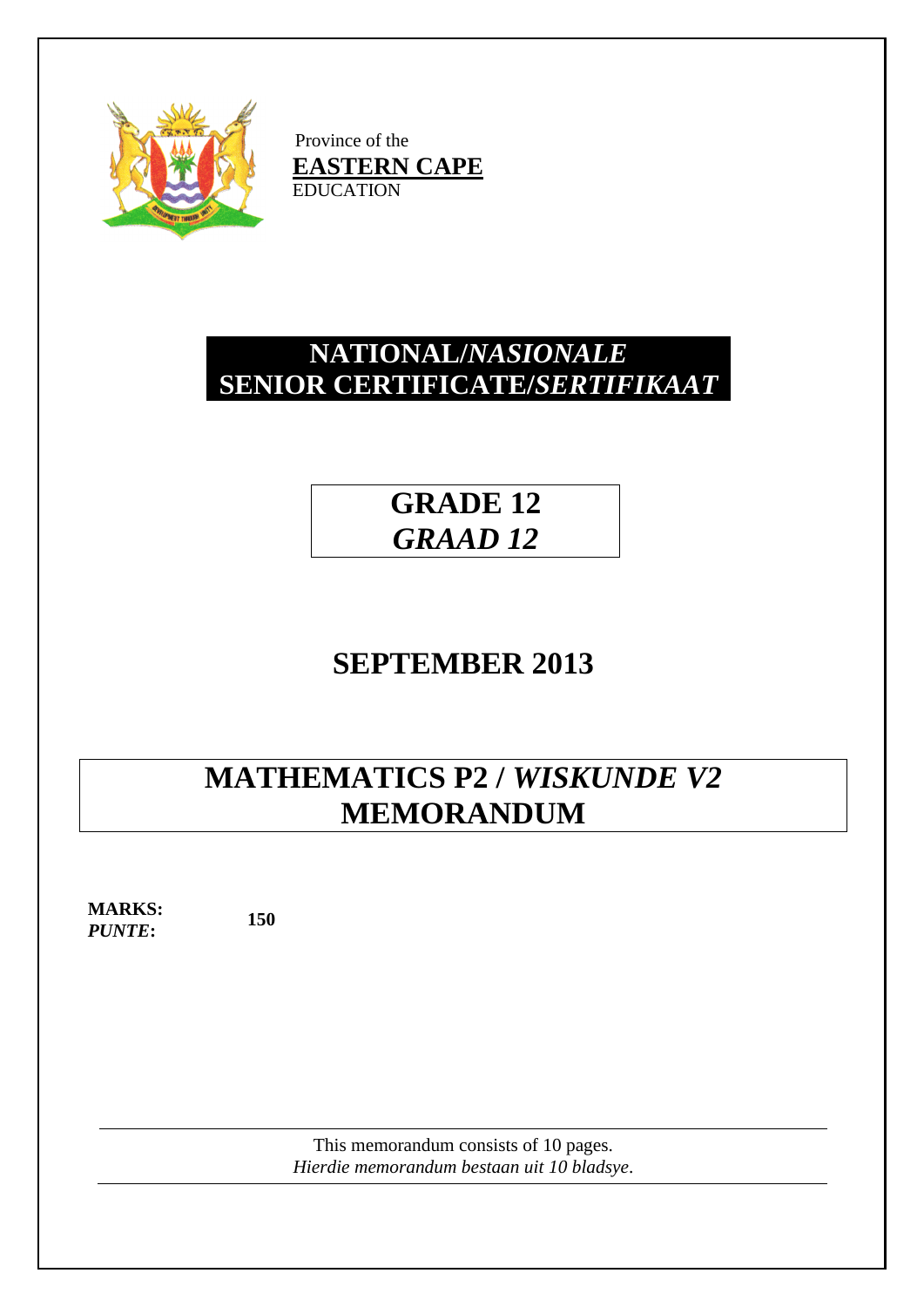Province of the
**EASTERN CAPE**
EDUCATION

# NATIONAL/*NASIONALE* SENIOR CERTIFICATE/*SERTIFIKAAT*

## GRADE 12
## *GRAAD 12*

## SEPTEMBER 2013

# MATHEMATICS P2 / *WISKUNDE V2* MEMORANDUM

**MARKS:**
***PUNTE*:** **150**

This memorandum consists of 10 pages.
*Hierdie memorandum bestaan uit 10 bladsye*.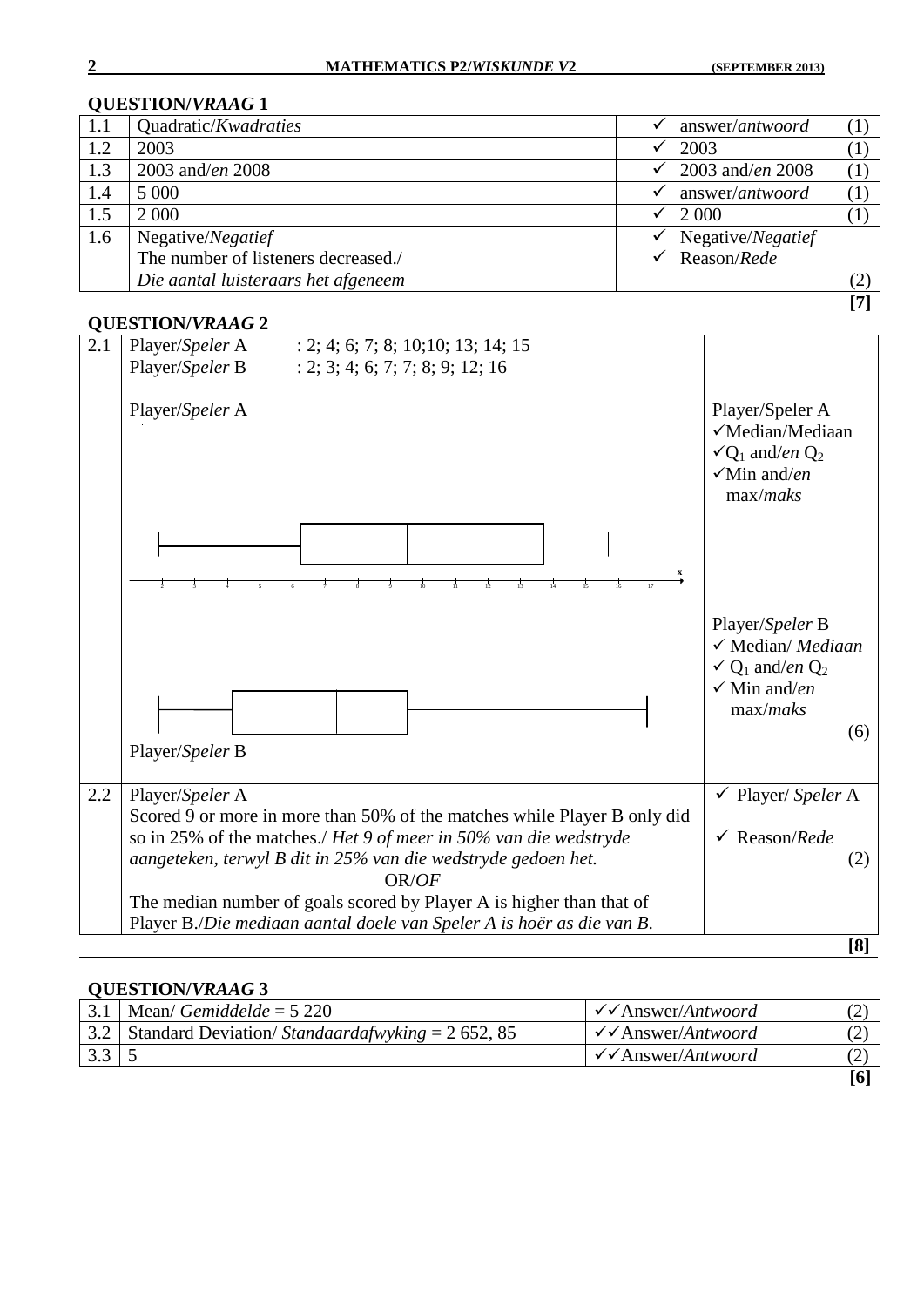## QUESTION/*VRAAG* 1

| | | | |
|---|---|---|---|
| 1.1 | Quadratic/*Kwadraties* | ✓ answer/*antwoord* | (1) |
| 1.2 | 2003 | ✓ 2003 | (1) |
| 1.3 | 2003 and/*en* 2008 | ✓ 2003 and/*en* 2008 | (1) |
| 1.4 | 5 000 | ✓ answer/*antwoord* | (1) |
| 1.5 | 2 000 | ✓ 2 000 | (1) |
| 1.6 | Negative/*Negatief* The number of listeners decreased./ *Die aantal luisteraars het afgeneem* | ✓ Negative/*Negatief* ✓ Reason/*Rede* | (2) |

**[7]**

## QUESTION/*VRAAG* 2

| | | |
|---|---|---|
| 2.1 | Player/*Speler* A : 2; 4; 6; 7; 8; 10;10; 13; 14; 15<br>Player/*Speler* B : 2; 3; 4; 6; 7; 7; 8; 9; 12; 16<br><br>Player/*Speler* A<br><br>2 3 4 5 6 7 8 9 10 11 12 13 14 15 16 17 x<br><br>Player/*Speler* B | Player/Speler A<br>✓Median/Mediaan<br>✓$Q_1$ and/*en* $Q_2$<br>✓Min and/*en* max/*maks*<br><br>Player/*Speler* B<br>✓ Median/ *Mediaan*<br>✓ $Q_1$ and/*en* $Q_2$<br>✓ Min and/*en* max/*maks*<br>(6) |
| 2.2 | Player/*Speler* A<br>Scored 9 or more in more than 50% of the matches while Player B only did so in 25% of the matches./ *Het 9 of meer in 50% van die wedstryde aangeteken, terwyl B dit in 25% van die wedstryde gedoen het.*<br>OR/*OF*<br>The median number of goals scored by Player A is higher than that of Player B./*Die mediaan aantal doele van Speler A is hoër as die van B.* | ✓ Player/ *Speler* A<br>✓ Reason/*Rede*<br>(2) |

**[8]**

## QUESTION/*VRAAG* 3

| | | | |
|---|---|---|---|
| 3.1 | Mean/ *Gemiddelde* = 5 220 | ✓✓Answer/*Antwoord* | (2) |
| 3.2 | Standard Deviation/ *Standaardafwyking* = 2 652, 85 | ✓✓Answer/*Antwoord* | (2) |
| 3.3 | 5 | ✓✓Answer/*Antwoord* | (2) |

**[6]**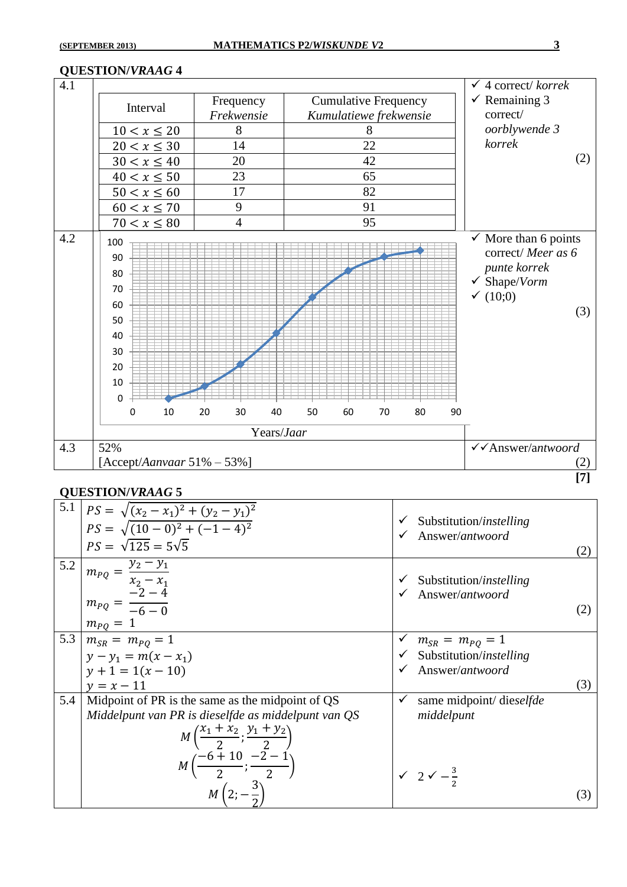## QUESTION/*VRAAG* 4

**4.1**

| Interval | Frequency *Frekwensie* | Cumulative Frequency *Kumulatiewe frekwensie* |
|---|---|---|
| $10 < x \leq 20$ | 8 | 8 |
| $20 < x \leq 30$ | 14 | 22 |
| $30 < x \leq 40$ | 20 | 42 |
| $40 < x \leq 50$ | 23 | 65 |
| $50 < x \leq 60$ | 17 | 82 |
| $60 < x \leq 70$ | 9 | 91 |
| $70 < x \leq 80$ | 4 | 95 |

✓ 4 correct/ *korrek*
✓ Remaining 3 correct/ *oorblywende 3 korrek*
(2)

**4.2**

100
90
80
70
60
50
40
30
20
10
0

0 10 20 30 40 50 60 70 80 90

Years/*Jaar*

✓ More than 6 points correct/ *Meer as 6 punte korrek*
✓ Shape/*Vorm*
✓ (10;0)
(3)

**4.3**

52%
[Accept/*Aanvaar* 51% – 53%]

✓✓Answer/*antwoord*
(2)

**[7]**

## QUESTION/*VRAAG* 5

**5.1**

$$PS = \sqrt{(x_2 - x_1)^2 + (y_2 - y_1)^2}$$
$$PS = \sqrt{(10 - 0)^2 + (-1 - 4)^2}$$
$$PS = \sqrt{125} = 5\sqrt{5}$$

✓ Substitution/*instelling*
✓ Answer/*antwoord*
(2)

**5.2**

$$m_{PQ} = \frac{y_2 - y_1}{x_2 - x_1}$$
$$m_{PQ} = \frac{-2 - 4}{-6 - 0}$$
$$m_{PQ} = 1$$

✓ Substitution/*instelling*
✓ Answer/*antwoord*
(2)

**5.3**

$$m_{SR} = m_{PQ} = 1$$
$$y - y_1 = m(x - x_1)$$
$$y + 1 = 1(x - 10)$$
$$y = x - 11$$

✓ $m_{SR} = m_{PQ} = 1$
✓ Substitution/*instelling*
✓ Answer/*antwoord*
(3)

**5.4**

Midpoint of PR is the same as the midpoint of QS
*Middelpunt van PR is dieselfde as middelpunt van QS*

$$M\left(\frac{x_1 + x_2}{2}; \frac{y_1 + y_2}{2}\right)$$
$$M\left(\frac{-6 + 10}{2}; \frac{-2 - 1}{2}\right)$$
$$M\left(2; -\frac{3}{2}\right)$$

✓ same midpoint/ *dieselfde middelpunt*
✓ 2 ✓ $-\frac{3}{2}$
(3)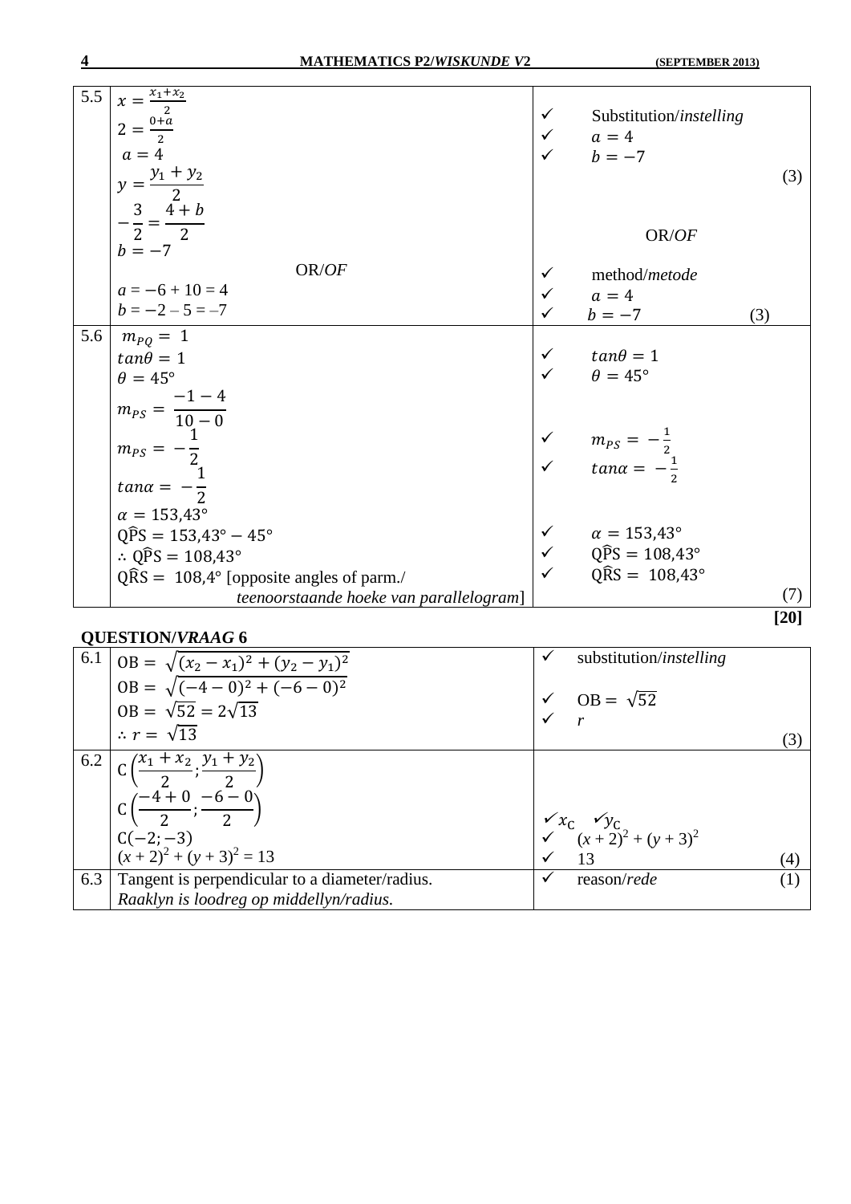| | | |
|---|---|---|
| 5.5 | $x = \frac{x_1+x_2}{2}$<br>$2 = \frac{0+a}{2}$<br>$a = 4$<br>$y = \frac{y_1+y_2}{2}$<br>$-\frac{3}{2} = \frac{4+b}{2}$<br>$b = -7$<br>OR/*OF*<br>$a = -6 + 10 = 4$<br>$b = -2 - 5 = -7$ | ✓ Substitution/*instelling*<br>✓ $a = 4$<br>✓ $b = -7$<br>(3)<br>OR/*OF*<br>✓ method/*metode*<br>✓ $a = 4$<br>✓ $b = -7$ (3) |
| 5.6 | $m_{PQ} = 1$<br>$tan\theta = 1$<br>$\theta = 45°$<br>$m_{PS} = \frac{-1-4}{10-0}$<br>$m_{PS} = -\frac{1}{2}$<br>$tan\alpha = -\frac{1}{2}$<br>$\alpha = 153{,}43°$<br>$Q\widehat{P}S = 153{,}43° - 45°$<br>$\therefore Q\widehat{P}S = 108{,}43°$<br>$Q\widehat{R}S = 108{,}4°$ [opposite angles of parm./ *teenoorstaande hoeke van parallelogram*] | ✓ $tan\theta = 1$<br>✓ $\theta = 45°$<br>✓ $m_{PS} = -\frac{1}{2}$<br>✓ $tan\alpha = -\frac{1}{2}$<br>✓ $\alpha = 153{,}43°$<br>✓ $Q\widehat{P}S = 108{,}43°$<br>✓ $Q\widehat{R}S = 108{,}43°$<br>(7) |

**[20]**

## QUESTION/*VRAAG* 6

| | | |
|---|---|---|
| 6.1 | $OB = \sqrt{(x_2-x_1)^2 + (y_2-y_1)^2}$<br>$OB = \sqrt{(-4-0)^2 + (-6-0)^2}$<br>$OB = \sqrt{52} = 2\sqrt{13}$<br>$\therefore r = \sqrt{13}$ | ✓ substitution/*instelling*<br>✓ $OB = \sqrt{52}$<br>✓ $r$<br>(3) |
| 6.2 | $C\left(\frac{x_1+x_2}{2}; \frac{y_1+y_2}{2}\right)$<br>$C\left(\frac{-4+0}{2}; \frac{-6-0}{2}\right)$<br>$C(-2;-3)$<br>$(x+2)^2 + (y+3)^2 = 13$ | ✓$x_C$ ✓$y_C$<br>✓ $(x+2)^2 + (y+3)^2$<br>✓ 13 (4) |
| 6.3 | Tangent is perpendicular to a diameter/radius.<br>*Raaklyn is loodreg op middellyn/radius.* | ✓ reason/*rede* (1) |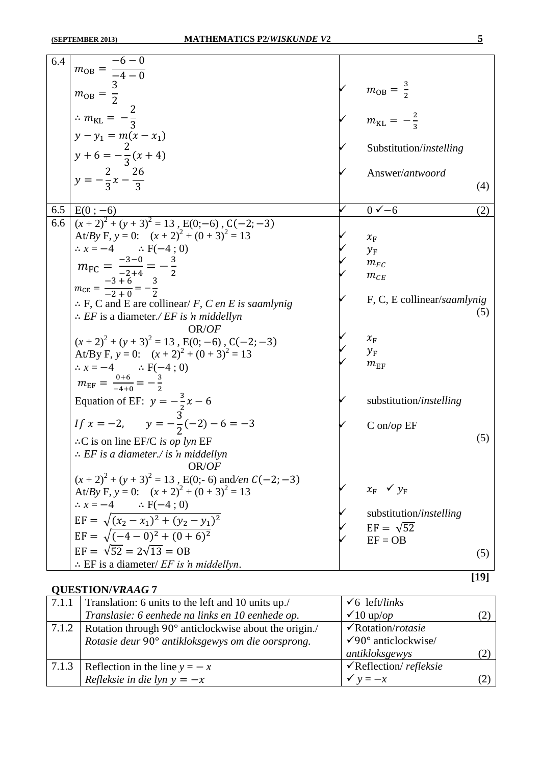| | | | |
|---|---|---|---|
| 6.4 | $m_{OB} = \frac{-6-0}{-4-0}$<br>$m_{OB} = \frac{3}{2}$<br>$\therefore m_{KL} = -\frac{2}{3}$<br>$y - y_1 = m(x - x_1)$<br>$y + 6 = -\frac{2}{3}(x + 4)$<br>$y = -\frac{2}{3}x - \frac{26}{3}$ | ✓ $m_{OB} = \frac{3}{2}$<br>✓ $m_{KL} = -\frac{2}{3}$<br>✓ Substitution/*instelling*<br>✓ Answer/*antwoord* | (4) |
| 6.5 | E(0 ; −6) | ✓ 0 ✓−6 | (2) |
| 6.6 | $(x + 2)^2 + (y + 3)^2 = 13$ , E(0;−6) , C(−2; −3)<br>At/*By* F, $y = 0$: $(x + 2)^2 + (0 + 3)^2 = 13$<br>$\therefore x = -4$ $\therefore$ F(−4 ; 0)<br>$m_{FC} = \frac{-3-0}{-2+4} = -\frac{3}{2}$<br>$m_{CE} = \frac{-3+6}{-2+0} = -\frac{3}{2}$<br>$\therefore$ F, C and E are collinear/ *F, C en E is saamlynig*<br>$\therefore$ *EF* is a diameter./ *EF is 'n middellyn* | ✓ $x_F$<br>✓ $y_F$<br>✓ $m_{FC}$<br>✓ $m_{CE}$<br>✓ F, C, E collinear/*saamlynig* | (5) |
| | OR/*OF*<br>$(x + 2)^2 + (y + 3)^2 = 13$ , E(0; −6) , C(−2; −3)<br>At/By F, $y = 0$: $(x + 2)^2 + (0 + 3)^2 = 13$<br>$\therefore x = -4$ $\therefore$ F(−4 ; 0)<br>$m_{EF} = \frac{0+6}{-4+0} = -\frac{3}{2}$<br>Equation of EF: $y = -\frac{3}{2}x - 6$<br>*If* $x = -2$, $y = -\frac{3}{2}(-2) - 6 = -3$<br>$\therefore$C is on line EF/C *is op lyn* EF<br>$\therefore$ *EF is a diameter./ is 'n middellyn* | ✓ $x_F$<br>✓ $y_F$<br>✓ $m_{EF}$<br>✓ substitution/*instelling*<br>✓ C on/*op* EF | (5) |
| | OR/*OF*<br>$(x + 2)^2 + (y + 3)^2 = 13$ , E(0;- 6) and/*en* C(−2; −3)<br>At/*By* F, $y = 0$: $(x + 2)^2 + (0 + 3)^2 = 13$<br>$\therefore x = -4$ $\therefore$ F(−4 ; 0)<br>$EF = \sqrt{(x_2 - x_1)^2 + (y_2 - y_1)^2}$<br>$EF = \sqrt{(-4-0)^2 + (0+6)^2}$<br>$EF = \sqrt{52} = 2\sqrt{13} = OB$<br>$\therefore$ EF is a diameter/ *EF is 'n middellyn*. | ✓ $x_F$ ✓ $y_F$<br>✓ substitution/*instelling*<br>✓ $EF = \sqrt{52}$<br>✓ EF = OB | (5) |
| | | | **[19]** |

**QUESTION/*VRAAG* 7**

| | | | |
|---|---|---|---|
| 7.1.1 | Translation: 6 units to the left and 10 units up./<br>*Translasie: 6 eenhede na links en 10 eenhede op.* | ✓6 left/*links*<br>✓10 up/*op* | (2) |
| 7.1.2 | Rotation through 90° anticlockwise about the origin./<br>*Rotasie deur 90° antikloksgewys om die oorsprong.* | ✓Rotation/*rotasie*<br>✓90° anticlockwise/ *antikloksgewys* | (2) |
| 7.1.3 | Reflection in the line $y = -x$<br>*Refleksie in die lyn* $y = -x$ | ✓Reflection/ *refleksie*<br>✓ $y = -x$ | (2) |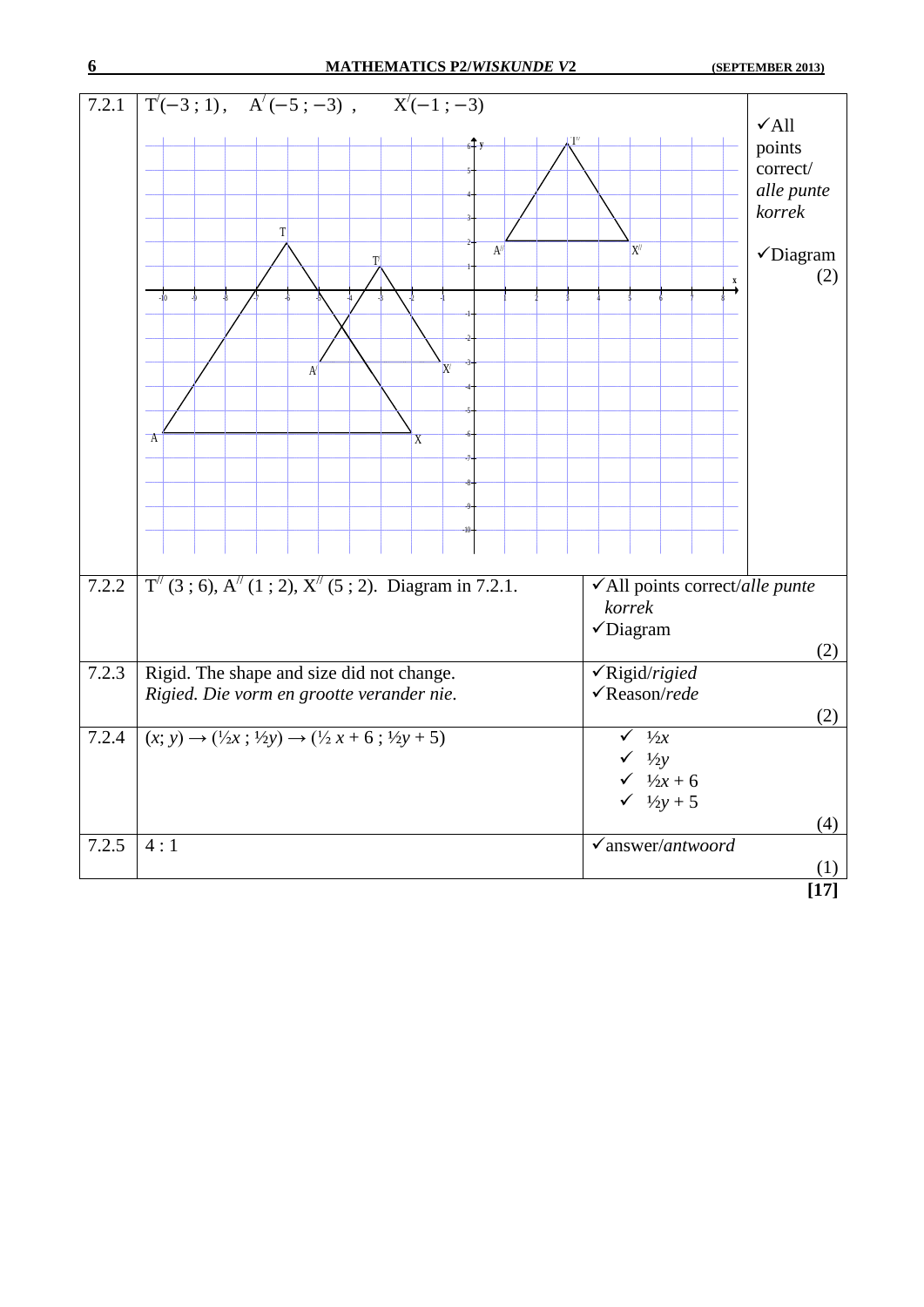| | | |
|---|---|---|
| 7.2.1 | $T^{/}(-3\,;1)$, $A^{/}(-5\,;-3)$, $X^{/}(-1\,;-3)$ | ✓All points correct/ *alle punte korrek*<br>✓Diagram (2) |
| 7.2.2 | $T^{//}(3\,;6)$, $A^{//}(1\,;2)$, $X^{//}(5\,;2)$. Diagram in 7.2.1. | ✓All points correct/*alle punte korrek*<br>✓Diagram (2) |
| 7.2.3 | Rigid. The shape and size did not change.<br>*Rigied. Die vorm en grootte verander nie.* | ✓Rigid/*rigied*<br>✓Reason/*rede* (2) |
| 7.2.4 | $(x;\,y) \rightarrow (\frac{1}{2}x\,;\,\frac{1}{2}y) \rightarrow (\frac{1}{2}x + 6\,;\,\frac{1}{2}y + 5)$ | ✓ $\frac{1}{2}x$<br>✓ $\frac{1}{2}y$<br>✓ $\frac{1}{2}x + 6$<br>✓ $\frac{1}{2}y + 5$ (4) |
| 7.2.5 | 4 : 1 | ✓answer/*antwoord* (1) |

**[17]**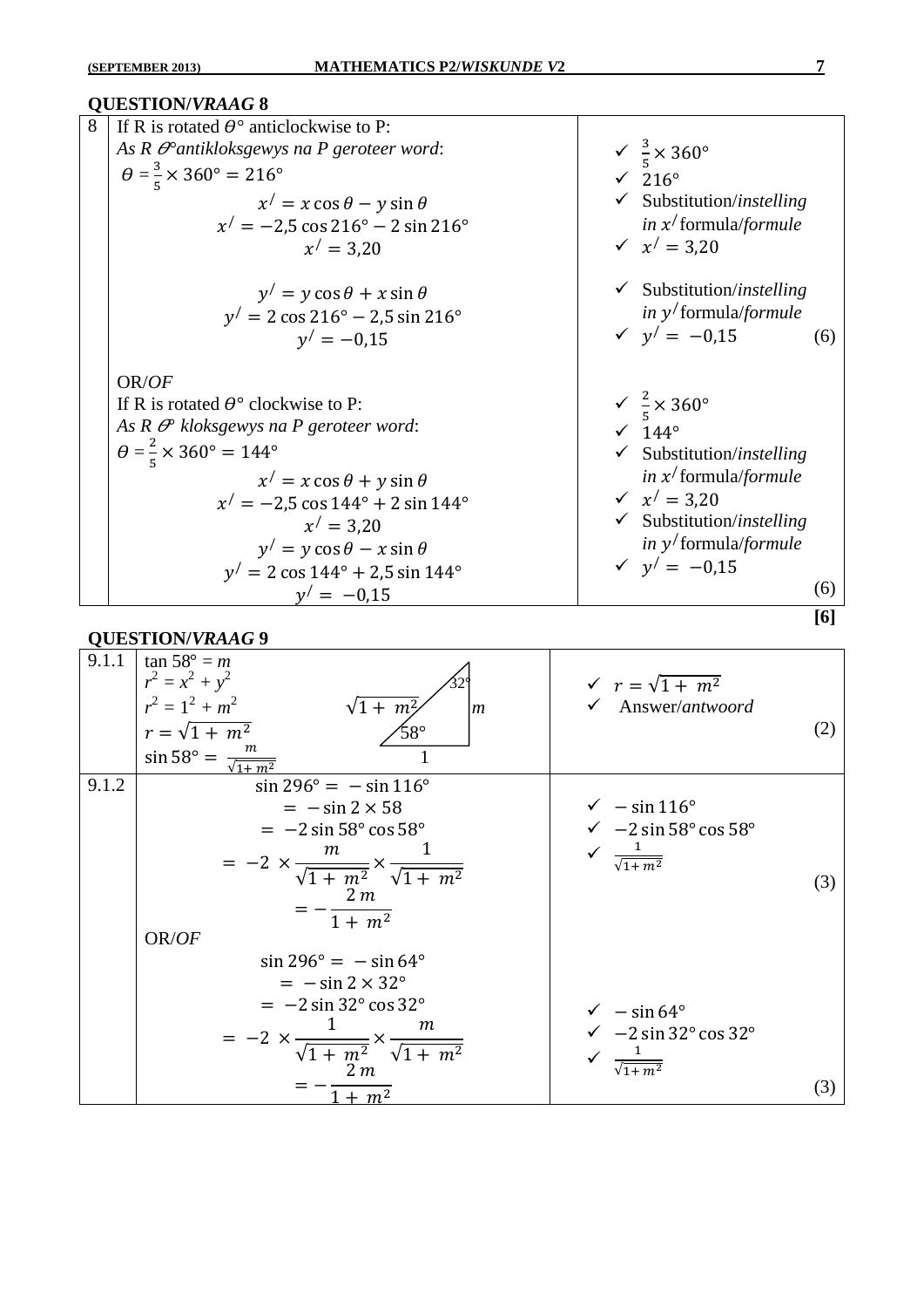## QUESTION/*VRAAG* 8

| | | |
|---|---|---|
| 8 | If R is rotated $\theta°$ anticlockwise to P:<br>*As R $\theta°$antikloksgewys na P geroteer word*:<br>$\theta = \frac{3}{5} \times 360° = 216°$<br>$x^/ = x\cos\theta - y\sin\theta$<br>$x^/ = -2{,}5\cos 216° - 2\sin 216°$<br>$x^/ = 3{,}20$<br><br>$y^/ = y\cos\theta + x\sin\theta$<br>$y^/ = 2\cos 216° - 2{,}5\sin 216°$<br>$y^/ = -0{,}15$ | ✓ $\frac{3}{5} \times 360°$<br>✓ $216°$<br>✓ Substitution/*instelling in* $x^/$ formula/*formule*<br>✓ $x^/ = 3{,}20$<br>✓ Substitution/*instelling in* $y^/$ formula/*formule*<br>✓ $y^/ = -0{,}15$ (6) |
| | OR/*OF*<br>If R is rotated $\theta°$ clockwise to P:<br>*As R $\theta°$ kloksgewys na P geroteer word*:<br>$\theta = \frac{2}{5} \times 360° = 144°$<br>$x^/ = x\cos\theta + y\sin\theta$<br>$x^/ = -2{,}5\cos 144° + 2\sin 144°$<br>$x^/ = 3{,}20$<br>$y^/ = y\cos\theta - x\sin\theta$<br>$y^/ = 2\cos 144° + 2{,}5\sin 144°$<br>$y^/ = -0{,}15$ | ✓ $\frac{2}{5} \times 360°$<br>✓ $144°$<br>✓ Substitution/*instelling in* $x^/$ formula/*formule*<br>✓ $x^/ = 3{,}20$<br>✓ Substitution/*instelling in* $y^/$ formula/*formule*<br>✓ $y^/ = -0{,}15$ (6) |

**[6]**

## QUESTION/*VRAAG* 9

| | | |
|---|---|---|
| 9.1.1 | $\tan 58° = m$<br>$r^2 = x^2 + y^2$<br>$r^2 = 1^2 + m^2$<br>$r = \sqrt{1 + m^2}$<br>$\sin 58° = \frac{m}{\sqrt{1+m^2}}$<br>(Triangle: hypotenuse $\sqrt{1 + m^2}$, sides $m$ and 1, angles $58°$ and $32°$) | ✓ $r = \sqrt{1 + m^2}$<br>✓ Answer/*antwoord* (2) |
| 9.1.2 | $\sin 296° = -\sin 116°$<br>$= -\sin 2 \times 58$<br>$= -2\sin 58°\cos 58°$<br>$= -2 \times \frac{m}{\sqrt{1+m^2}} \times \frac{1}{\sqrt{1+m^2}}$<br>$= -\frac{2m}{1+m^2}$ | ✓ $-\sin 116°$<br>✓ $-2\sin 58°\cos 58°$<br>✓ $\frac{1}{\sqrt{1+m^2}}$ (3) |
| | OR/*OF*<br>$\sin 296° = -\sin 64°$<br>$= -\sin 2 \times 32°$<br>$= -2\sin 32°\cos 32°$<br>$= -2 \times \frac{1}{\sqrt{1+m^2}} \times \frac{m}{\sqrt{1+m^2}}$<br>$= -\frac{2m}{1+m^2}$ | ✓ $-\sin 64°$<br>✓ $-2\sin 32°\cos 32°$<br>✓ $\frac{1}{\sqrt{1+m^2}}$ (3) |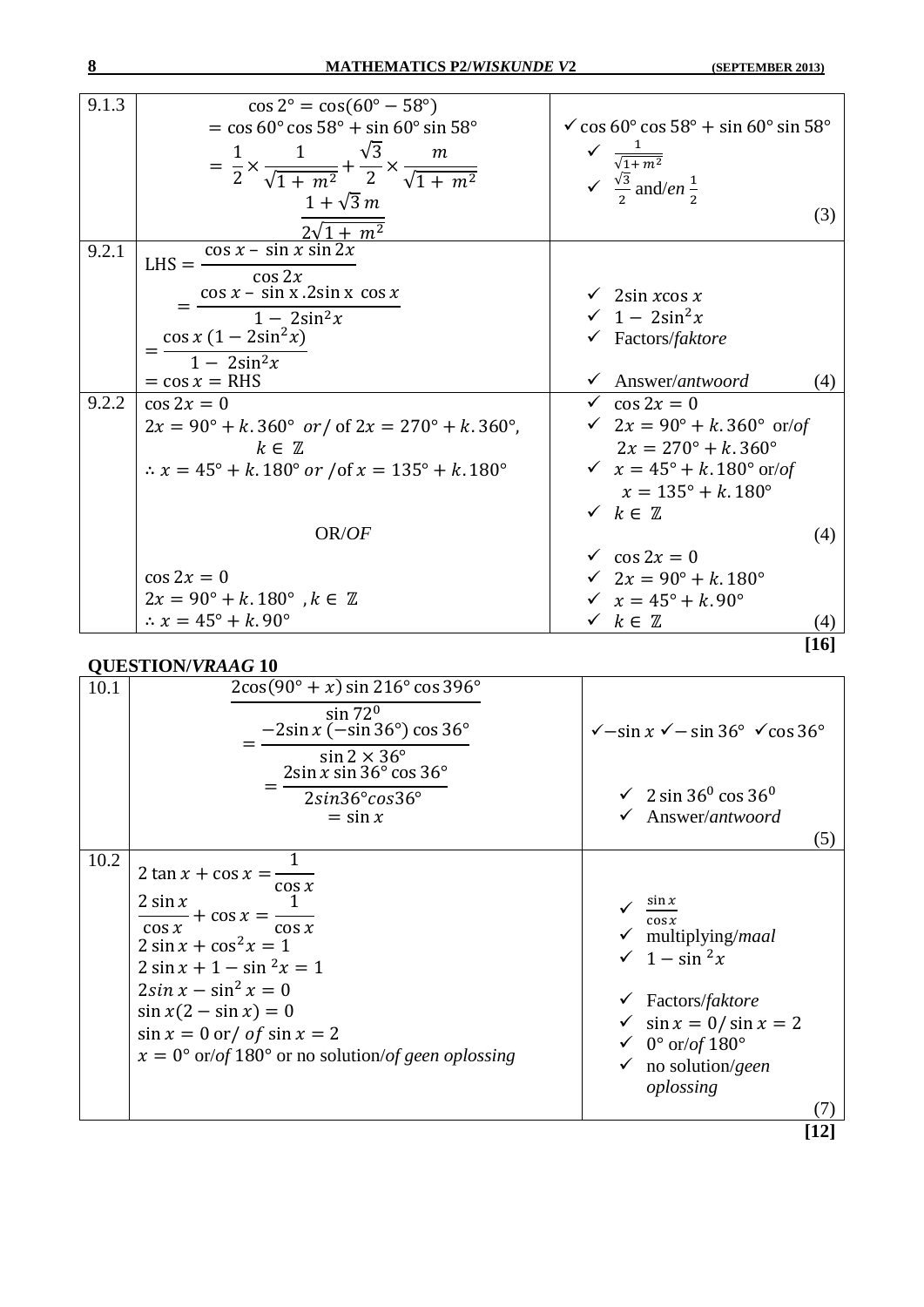| | | |
|---|---|---|
| 9.1.3 | $\cos 2° = \cos(60° - 58°)$ <br> $= \cos 60° \cos 58° + \sin 60° \sin 58°$ <br> $= \frac{1}{2} \times \frac{1}{\sqrt{1+m^2}} + \frac{\sqrt{3}}{2} \times \frac{m}{\sqrt{1+m^2}}$ <br> $\frac{1+\sqrt{3}\,m}{2\sqrt{1+m^2}}$ | ✓ $\cos 60° \cos 58° + \sin 60° \sin 58°$ <br> ✓ $\frac{1}{\sqrt{1+m^2}}$ <br> ✓ $\frac{\sqrt{3}}{2}$ and/*en* $\frac{1}{2}$ <br> (3) |
| 9.2.1 | $\text{LHS} = \frac{\cos x - \sin x \sin 2x}{\cos 2x}$ <br> $= \frac{\cos x - \sin x . 2\sin x \cos x}{1 - 2\sin^2 x}$ <br> $= \frac{\cos x\,(1 - 2\sin^2 x)}{1 - 2\sin^2 x}$ <br> $= \cos x = \text{RHS}$ | ✓ $2\sin x \cos x$ <br> ✓ $1 - 2\sin^2 x$ <br> ✓ Factors/*faktore* <br> ✓ Answer/*antwoord* (4) |
| 9.2.2 | $\cos 2x = 0$ <br> $2x = 90° + k.360°$ *or*/ of $2x = 270° + k.360°$, $k \in \mathbb{Z}$ <br> $\therefore x = 45° + k.180°$ *or* /of $x = 135° + k.180°$ <br><br> OR/*OF* <br><br> $\cos 2x = 0$ <br> $2x = 90° + k.180°$ , $k \in \mathbb{Z}$ <br> $\therefore x = 45° + k.90°$ | ✓ $\cos 2x = 0$ <br> ✓ $2x = 90° + k.360°$ or/*of* $2x = 270° + k.360°$ <br> ✓ $x = 45° + k.180°$ or/*of* $x = 135° + k.180°$ <br> ✓ $k \in \mathbb{Z}$ <br> (4) <br> ✓ $\cos 2x = 0$ <br> ✓ $2x = 90° + k.180°$ <br> ✓ $x = 45° + k.90°$ <br> ✓ $k \in \mathbb{Z}$ (4) |

**[16]**

## QUESTION/*VRAAG* 10

| | | |
|---|---|---|
| 10.1 | $\frac{2\cos(90° + x)\sin 216° \cos 396°}{\sin 72^0}$ <br> $= \frac{-2\sin x\,(-\sin 36°)\cos 36°}{\sin 2 \times 36°}$ <br> $= \frac{2\sin x \sin 36° \cos 36°}{2\sin 36° \cos 36°}$ <br> $= \sin x$ | ✓ $-\sin x$ ✓ $-\sin 36°$ ✓ $\cos 36°$ <br><br> ✓ $2\sin 36^0 \cos 36^0$ <br> ✓ Answer/*antwoord* <br> (5) |
| 10.2 | $2\tan x + \cos x = \frac{1}{\cos x}$ <br> $\frac{2\sin x}{\cos x} + \cos x = \frac{1}{\cos x}$ <br> $2\sin x + \cos^2 x = 1$ <br> $2\sin x + 1 - \sin^2 x = 1$ <br> $2\sin x - \sin^2 x = 0$ <br> $\sin x(2 - \sin x) = 0$ <br> $\sin x = 0$ or/ *of* $\sin x = 2$ <br> $x = 0°$ or/*of* $180°$ or no solution/*of geen oplossing* | ✓ $\frac{\sin x}{\cos x}$ <br> ✓ multiplying/*maal* <br> ✓ $1 - \sin^2 x$ <br><br> ✓ Factors/*faktore* <br> ✓ $\sin x = 0$/ $\sin x = 2$ <br> ✓ $0°$ or/*of* $180°$ <br> ✓ no solution/*geen oplossing* <br> (7) |

**[12]**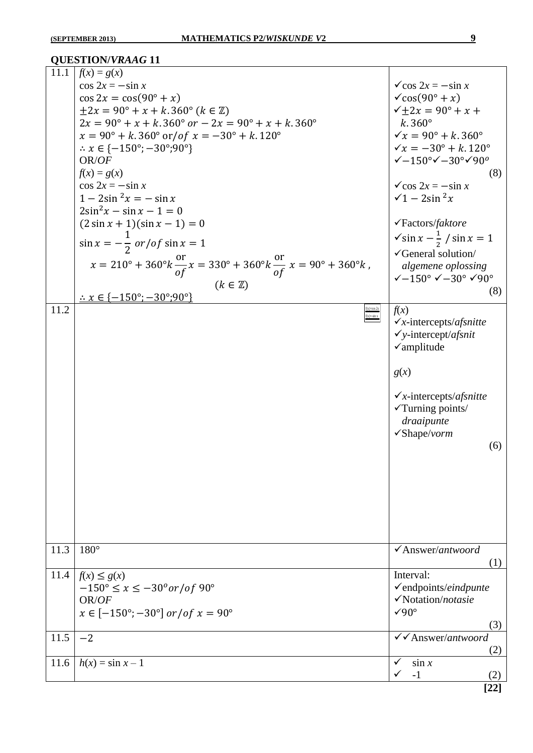## QUESTION/*VRAAG* 11

| | | |
|---|---|---|
| 11.1 | $f(x) = g(x)$<br>$\cos 2x = -\sin x$<br>$\cos 2x = \cos(90° + x)$<br>$\pm 2x = 90° + x + k.360°\ (k \in \mathbb{Z})$<br>$2x = 90° + x + k.360°\ or\ -2x = 90° + x + k.360°$<br>$x = 90° + k.360°$ or/*of* $x = -30° + k.120°$<br>$\therefore x \in \{-150°; -30°; 90°\}$<br>OR/*OF*<br>$f(x) = g(x)$<br>$\cos 2x = -\sin x$<br>$1 - 2\sin^2 x = -\sin x$<br>$2\sin^2 x - \sin x - 1 = 0$<br>$(2\sin x + 1)(\sin x - 1) = 0$<br>$\sin x = -\frac{1}{2}\ or/of\ \sin x = 1$<br>$x = 210° + 360°k \frac{\text{or}}{of} x = 330° + 360°k \frac{\text{or}}{of}\ x = 90° + 360°k,$<br>$(k \in \mathbb{Z})$<br>$\therefore x \in \{-150°; -30°; 90°\}$ | ✓$\cos 2x = -\sin x$<br>✓$\cos(90° + x)$<br>✓$\pm 2x = 90° + x + k.360°$<br>✓$x = 90° + k.360°$<br>✓$x = -30° + k.120°$<br>✓$-150°$✓$-30°$✓$90°$<br>(8)<br>✓$\cos 2x = -\sin x$<br>✓$1 - 2\sin^2 x$<br><br>✓Factors/*faktore*<br>✓$\sin x - \frac{1}{2}$ / $\sin x = 1$<br>✓General solution/ *algemene oplossing*<br>✓$-150°$ ✓$-30°$ ✓$90°$<br>(8) |
| 11.2 | f(x)=cos 2x<br>f(x)=-sin x | $f(x)$<br>✓$x$-intercepts/*afsnitte*<br>✓$y$-intercept/*afsnit*<br>✓amplitude<br><br>$g(x)$<br><br>✓$x$-intercepts/*afsnitte*<br>✓Turning points/ *draaipunte*<br>✓Shape/*vorm*<br>(6) |
| 11.3 | 180° | ✓Answer/*antwoord*<br>(1) |
| 11.4 | $f(x) \leq g(x)$<br>$-150° \leq x \leq -30°\ or/of\ 90°$<br>OR/*OF*<br>$x \in [-150°; -30°]\ or/of\ x = 90°$ | Interval:<br>✓endpoints/*eindpunte*<br>✓Notation/*notasie*<br>✓90°<br>(3) |
| 11.5 | $-2$ | ✓✓Answer/*antwoord*<br>(2) |
| 11.6 | $h(x) = \sin x - 1$ | ✓ $\sin x$<br>✓ -1<br>(2) |

**[22]**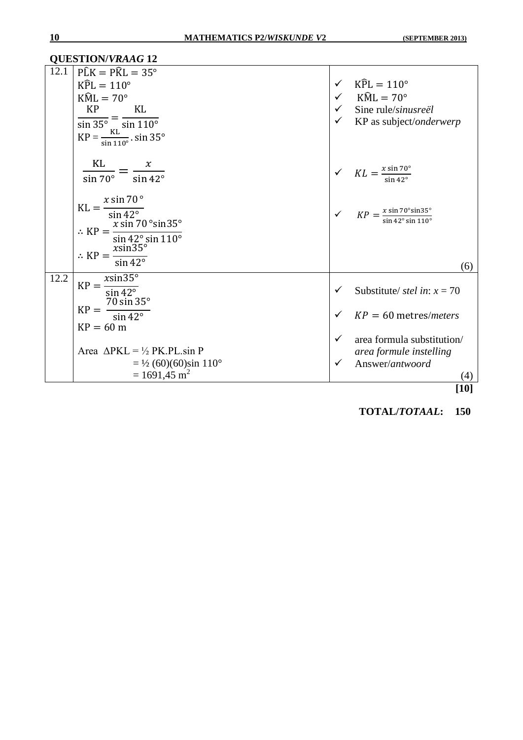## QUESTION/*VRAAG* 12

| | | |
|---|---|---|
| 12.1 | $P\hat{L}K = P\hat{K}L = 35°$<br>$K\hat{P}L = 110°$<br>$K\hat{M}L = 70°$<br>$\frac{KP}{\sin 35°} = \frac{KL}{\sin 110°}$<br>$KP = \frac{KL}{\sin 110°} . \sin 35°$<br><br>$\frac{KL}{\sin 70°} = \frac{x}{\sin 42°}$<br><br>$KL = \frac{x \sin 70°}{\sin 42°}$<br>$\therefore KP = \frac{x \sin 70° \sin 35°}{\sin 42° \sin 110°}$<br>$\therefore KP = \frac{x \sin 35°}{\sin 42°}$ | ✓ $K\hat{P}L = 110°$<br>✓ $K\hat{M}L = 70°$<br>✓ Sine rule/*sinusreël*<br>✓ KP as subject/*onderwerp*<br><br>✓ $KL = \frac{x \sin 70°}{\sin 42°}$<br><br>✓ $KP = \frac{x \sin 70° \sin 35°}{\sin 42° \sin 110°}$<br><br>(6) |
| 12.2 | $KP = \frac{x \sin 35°}{\sin 42°}$<br>$KP = \frac{70 \sin 35°}{\sin 42°}$<br>$KP = 60$ m<br><br>Area $\Delta PKL = \frac{1}{2}$ PK.PL.sin P<br>$= \frac{1}{2}(60)(60)\sin 110°$<br>$= 1691,45$ m$^2$ | ✓ Substitute/ *stel in*: $x = 70$<br><br>✓ $KP = 60$ metres/*meters*<br><br>✓ area formula substitution/ *area formule instelling*<br>✓ Answer/*antwoord*<br>(4) |

**[10]**

**TOTAL/*TOTAAL*: 150**